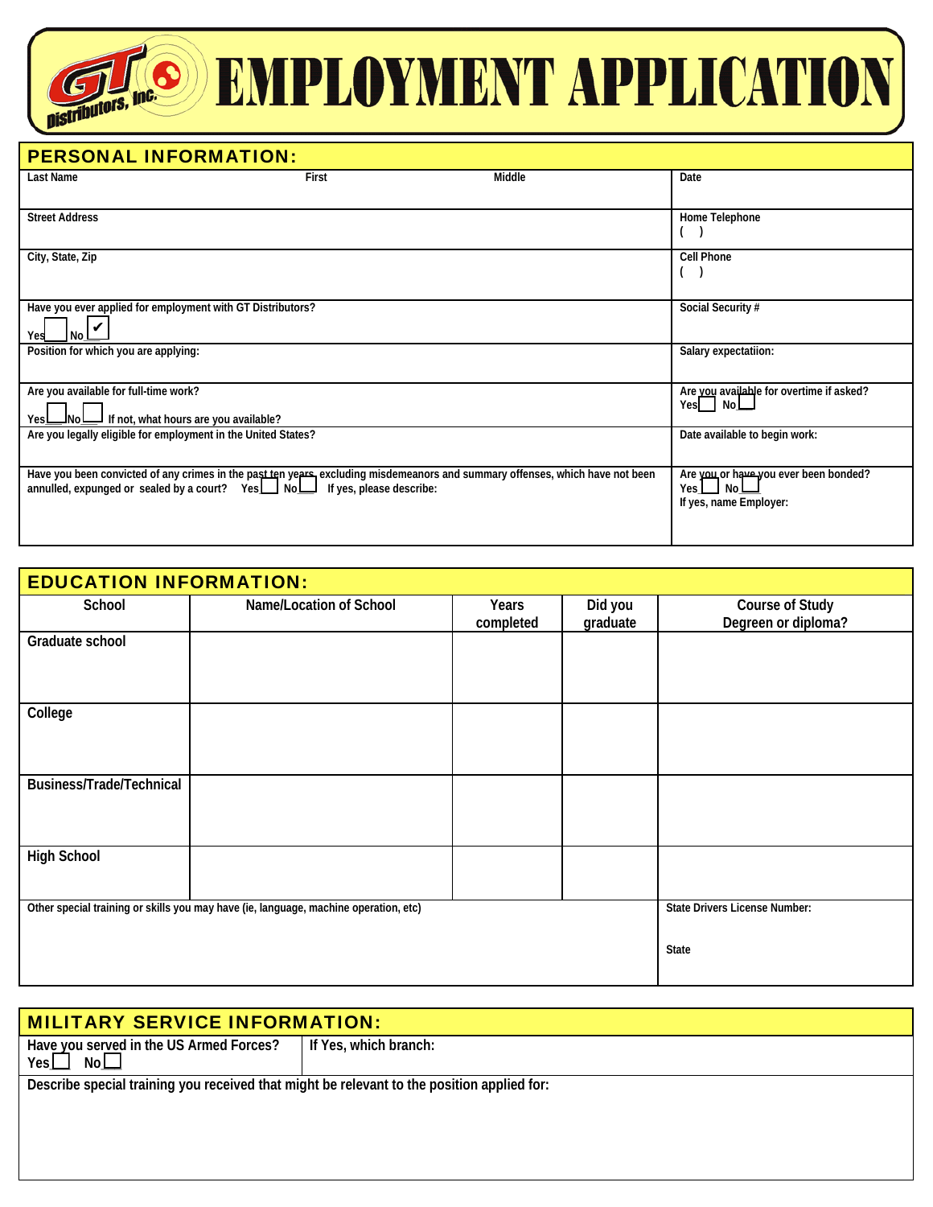# GT Distributors, Inc. EMPLOYMENT APPLICATION

## PERSONAL INFORMATION:

| | |
|---|---|
| Last Name First Middle | Date |
| Street Address | Home Telephone ( ) |
| City, State, Zip | Cell Phone ( ) |
| Have you ever applied for employment with GT Distributors? Yes ☐ No ☑ | Social Security # |
| Position for which you are applying: | Salary expectatiion: |
| Are you available for full-time work? Yes ☐ No ☐ If not, what hours are you available? | Are you available for overtime if asked? Yes ☐ No ☐ |
| Are you legally eligible for employment in the United States? | Date available to begin work: |
| Have you been convicted of any crimes in the past ten years, excluding misdemeanors and summary offenses, which have not been annulled, expunged or sealed by a court? Yes ☐ No ☐ If yes, please describe: | Are you or have you ever been bonded? Yes ☐ No ☐ If yes, name Employer: |

## EDUCATION INFORMATION:

| School | Name/Location of School | Years completed | Did you graduate | Course of Study Degreen or diploma? |
|---|---|---|---|---|
| Graduate school | | | | |
| College | | | | |
| Business/Trade/Technical | | | | |
| High School | | | | |

| | |
|---|---|
| Other special training or skills you may have (ie, language, machine operation, etc) | State Drivers License Number: <br> State |

## MILITARY SERVICE INFORMATION:

| | |
|---|---|
| Have you served in the US Armed Forces? Yes ☐ No ☐ | If Yes, which branch: |

Describe special training you received that might be relevant to the position applied for: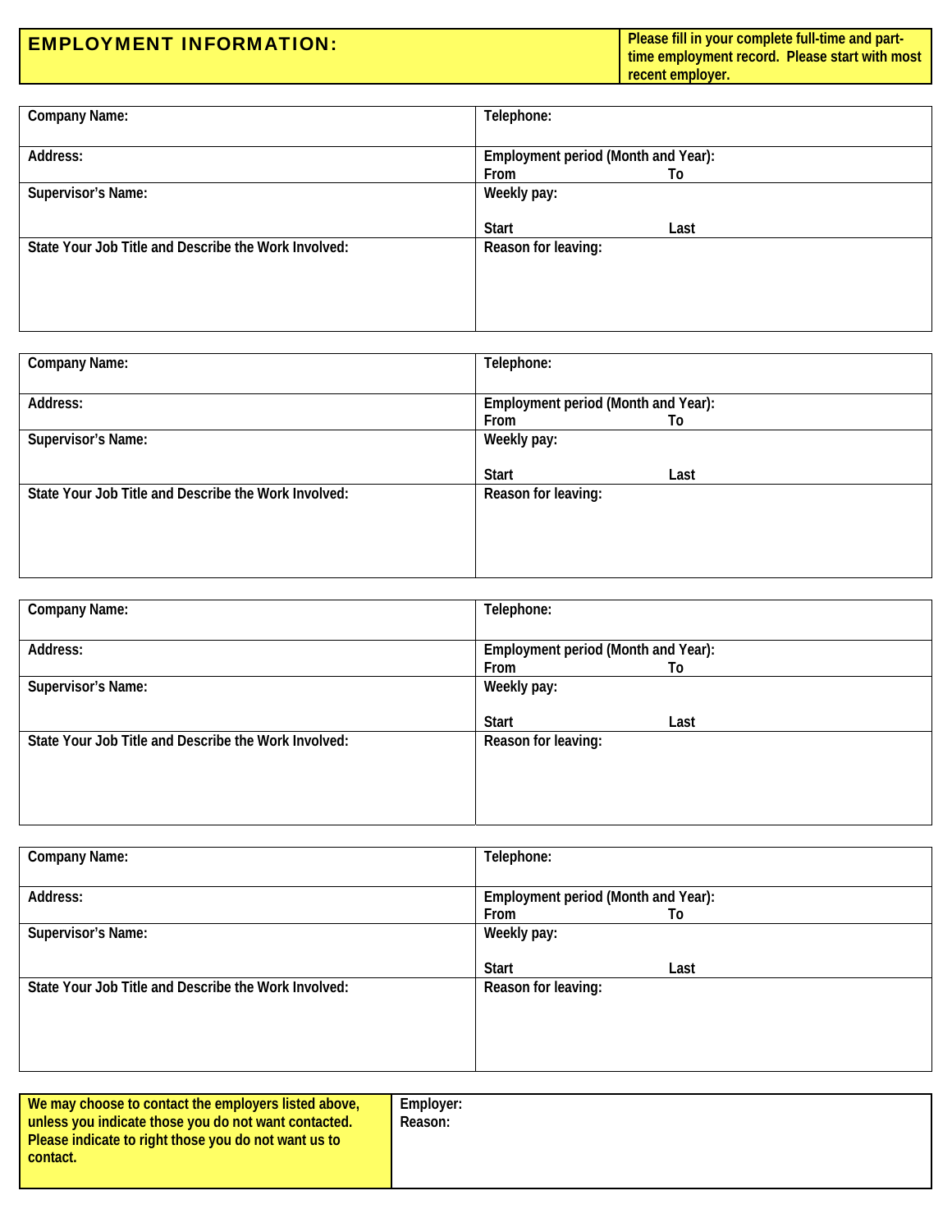| EMPLOYMENT INFORMATION: | Please fill in your complete full-time and part-time employment record. Please start with most recent employer. |
|---|---|

| | |
|---|---|
| Company Name: | Telephone: |
| Address: | Employment period (Month and Year):<br>From To |
| Supervisor's Name: | Weekly pay:<br>Start Last |
| State Your Job Title and Describe the Work Involved: | Reason for leaving: |

| | |
|---|---|
| Company Name: | Telephone: |
| Address: | Employment period (Month and Year):<br>From To |
| Supervisor's Name: | Weekly pay:<br>Start Last |
| State Your Job Title and Describe the Work Involved: | Reason for leaving: |

| | |
|---|---|
| Company Name: | Telephone: |
| Address: | Employment period (Month and Year):<br>From To |
| Supervisor's Name: | Weekly pay:<br>Start Last |
| State Your Job Title and Describe the Work Involved: | Reason for leaving: |

| | |
|---|---|
| Company Name: | Telephone: |
| Address: | Employment period (Month and Year):<br>From To |
| Supervisor's Name: | Weekly pay:<br>Start Last |
| State Your Job Title and Describe the Work Involved: | Reason for leaving: |

| | |
|---|---|
| We may choose to contact the employers listed above, unless you indicate those you do not want contacted. Please indicate to right those you do not want us to contact. | Employer:<br>Reason: |